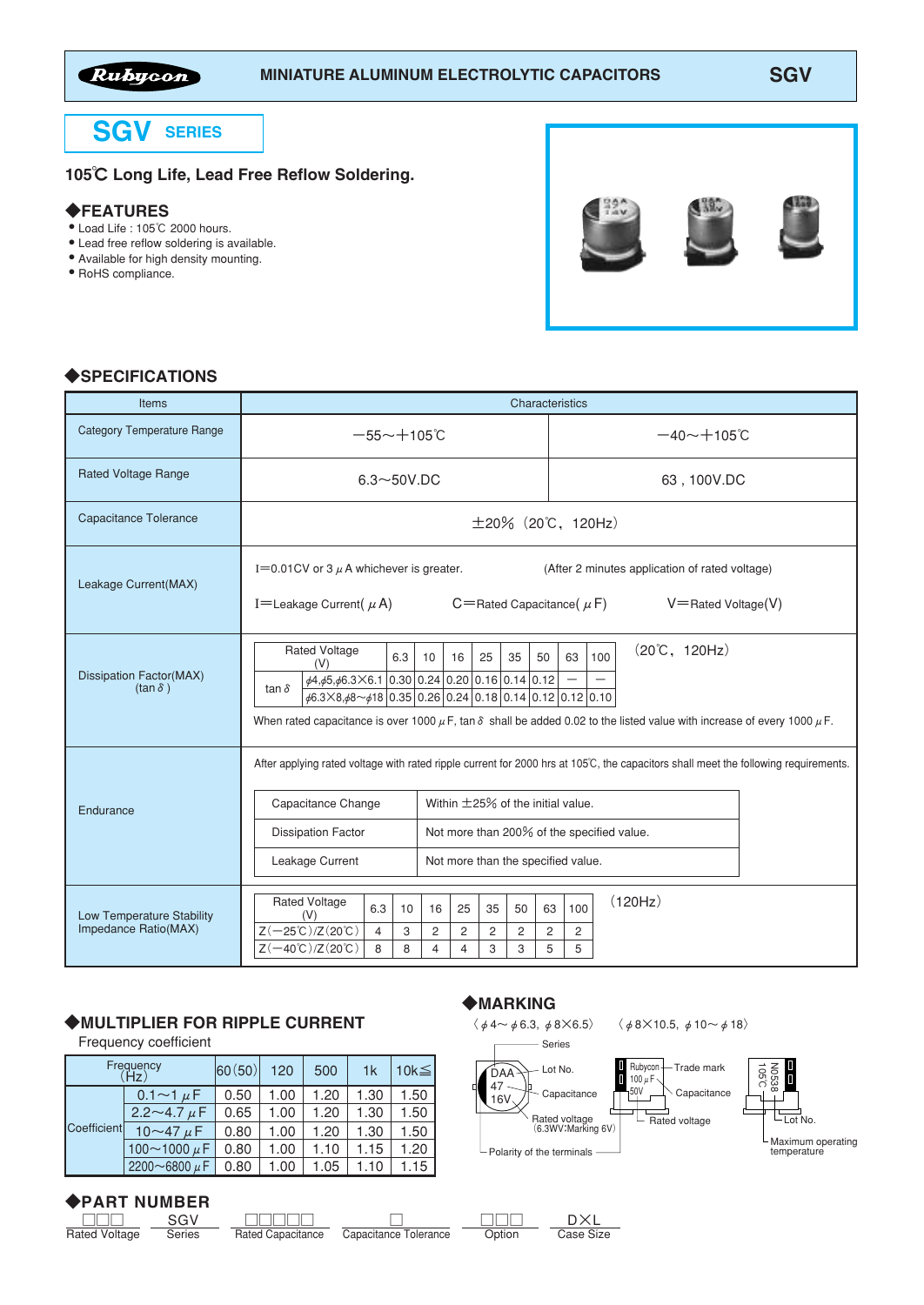# SGV SERIES

MINIATURE ALUMINUM ELECTROLYTIC CAPACITORS

## 105℃ Long Life, Lead Free Reflow Soldering.

## ◆FEATURES

- Load Life : 105℃ 2000 hours.
- Lead free reflow soldering is available.
- Available for high density mounting.
- RoHS compliance.

## ◆SPECIFICATIONS

| Items | Characteristics | |
|---|---|---|
| Category Temperature Range | −55〜+105℃ | −40〜+105℃ |
| Rated Voltage Range | 6.3〜50V.DC | 63，100V.DC |
| Capacitance Tolerance | ±20%（20℃，120Hz） | |
| Leakage Current(MAX) | I=0.01CV or 3 μA whichever is greater. (After 2 minutes application of rated voltage)<br>I=Leakage Current(μA) C=Rated Capacitance(μF) V=Rated Voltage(V) | |
| Dissipation Factor(MAX) (tan δ) | See table below | |
| Endurance | See table below | |
| Low Temperature Stability Impedance Ratio(MAX) | See table below | |

**Dissipation Factor(MAX) (tan δ)** （20℃，120Hz）

| Rated Voltage (V) | | 6.3 | 10 | 16 | 25 | 35 | 50 | 63 | 100 |
|---|---|---|---|---|---|---|---|---|---|
| tan δ | φ4,φ5,φ6.3×6.1 | 0.30 | 0.24 | 0.20 | 0.16 | 0.14 | 0.12 | — | — |
| | φ6.3×8,φ8〜φ18 | 0.35 | 0.26 | 0.24 | 0.18 | 0.14 | 0.12 | 0.12 | 0.10 |

When rated capacitance is over 1000 μF, tan δ shall be added 0.02 to the listed value with increase of every 1000 μF.

**Endurance**

After applying rated voltage with rated ripple current for 2000 hrs at 105℃, the capacitors shall meet the following requirements.

| Capacitance Change | Within ±25% of the initial value. |
|---|---|
| Dissipation Factor | Not more than 200% of the specified value. |
| Leakage Current | Not more than the specified value. |

**Low Temperature Stability Impedance Ratio(MAX)** （120Hz）

| Rated Voltage (V) | 6.3 | 10 | 16 | 25 | 35 | 50 | 63 | 100 |
|---|---|---|---|---|---|---|---|---|
| Z(−25℃)/Z(20℃) | 4 | 3 | 2 | 2 | 2 | 2 | 2 | 2 |
| Z(−40℃)/Z(20℃) | 8 | 8 | 4 | 4 | 3 | 3 | 5 | 5 |

## ◆MULTIPLIER FOR RIPPLE CURRENT

Frequency coefficient

| Frequency (Hz) | | 60(50) | 120 | 500 | 1k | 10k≦ |
|---|---|---|---|---|---|---|
| Coefficient | 0.1〜1 μF | 0.50 | 1.00 | 1.20 | 1.30 | 1.50 |
| | 2.2〜4.7 μF | 0.65 | 1.00 | 1.20 | 1.30 | 1.50 |
| | 10〜47 μF | 0.80 | 1.00 | 1.20 | 1.30 | 1.50 |
| | 100〜1000 μF | 0.80 | 1.00 | 1.10 | 1.15 | 1.20 |
| | 2200〜6800 μF | 0.80 | 1.00 | 1.05 | 1.10 | 1.15 |

## ◆MARKING

〈φ4〜φ6.3，φ8×6.5〉

DAA / 47 / 16V — Series, Lot No., Capacitance, Rated voltage (6.3WV:Marking 6V), Polarity of the terminals

〈φ8×10.5，φ10〜φ18〉

Rubycon / 100 μF / 50V — Trade mark, Capacitance, Rated voltage; N0538 / 105℃ — Lot No., Maximum operating temperature

## ◆PART NUMBER

| □□□ | SGV | □□□□□ | □ | □□□ | D×L |
|---|---|---|---|---|---|
| Rated Voltage | Series | Rated Capacitance | Capacitance Tolerance | Option | Case Size |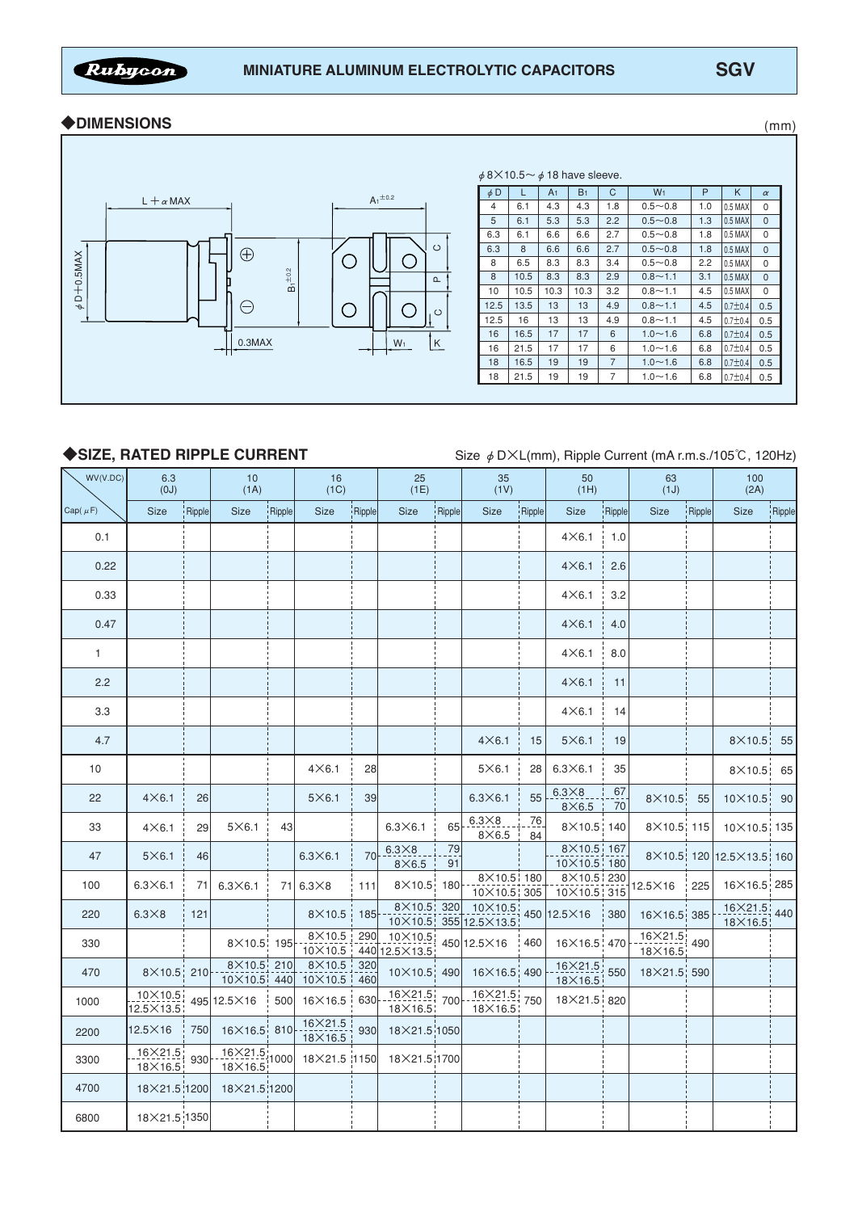## ◆DIMENSIONS

(mm)

L＋α MAX

φD＋0.5MAX

0.3MAX

$B_1^{\pm 0.2}$

$A_1^{\pm 0.2}$

C

P

C

$W_1$

K

φ8×10.5～φ18 have sleeve.

| φD | L | $A_1$ | $B_1$ | C | $W_1$ | P | K | α |
|---|---|---|---|---|---|---|---|---|
| 4 | 6.1 | 4.3 | 4.3 | 1.8 | 0.5～0.8 | 1.0 | 0.5 MAX | 0 |
| 5 | 6.1 | 5.3 | 5.3 | 2.2 | 0.5～0.8 | 1.3 | 0.5 MAX | 0 |
| 6.3 | 6.1 | 6.6 | 6.6 | 2.7 | 0.5～0.8 | 1.8 | 0.5 MAX | 0 |
| 6.3 | 8 | 6.6 | 6.6 | 2.7 | 0.5～0.8 | 1.8 | 0.5 MAX | 0 |
| 8 | 6.5 | 8.3 | 8.3 | 3.4 | 0.5～0.8 | 2.2 | 0.5 MAX | 0 |
| 8 | 10.5 | 8.3 | 8.3 | 2.9 | 0.8～1.1 | 3.1 | 0.5 MAX | 0 |
| 10 | 10.5 | 10.3 | 10.3 | 3.2 | 0.8～1.1 | 4.5 | 0.5 MAX | 0 |
| 12.5 | 13.5 | 13 | 13 | 4.9 | 0.8～1.1 | 4.5 | 0.7±0.4 | 0.5 |
| 12.5 | 16 | 13 | 13 | 4.9 | 0.8～1.1 | 4.5 | 0.7±0.4 | 0.5 |
| 16 | 16.5 | 17 | 17 | 6 | 1.0～1.6 | 6.8 | 0.7±0.4 | 0.5 |
| 16 | 21.5 | 17 | 17 | 6 | 1.0～1.6 | 6.8 | 0.7±0.4 | 0.5 |
| 18 | 16.5 | 19 | 19 | 7 | 1.0～1.6 | 6.8 | 0.7±0.4 | 0.5 |
| 18 | 21.5 | 19 | 19 | 7 | 1.0～1.6 | 6.8 | 0.7±0.4 | 0.5 |

## ◆SIZE, RATED RIPPLE CURRENT

Size φD×L(mm), Ripple Current (mA r.m.s./105℃, 120Hz)

| WV(V.DC) | 6.3 (0J) | | 10 (1A) | | 16 (1C) | | 25 (1E) | | 35 (1V) | | 50 (1H) | | 63 (1J) | | 100 (2A) | |
|---|---|---|---|---|---|---|---|---|---|---|---|---|---|---|---|---|
| Cap(μF) | Size | Ripple | Size | Ripple | Size | Ripple | Size | Ripple | Size | Ripple | Size | Ripple | Size | Ripple | Size | Ripple |
| 0.1 | | | | | | | | | | | 4×6.1 | 1.0 | | | | |
| 0.22 | | | | | | | | | | | 4×6.1 | 2.6 | | | | |
| 0.33 | | | | | | | | | | | 4×6.1 | 3.2 | | | | |
| 0.47 | | | | | | | | | | | 4×6.1 | 4.0 | | | | |
| 1 | | | | | | | | | | | 4×6.1 | 8.0 | | | | |
| 2.2 | | | | | | | | | | | 4×6.1 | 11 | | | | |
| 3.3 | | | | | | | | | | | 4×6.1 | 14 | | | | |
| 4.7 | | | | | | | | | 4×6.1 | 15 | 5×6.1 | 19 | | | 8×10.5 | 55 |
| 10 | | | | | 4×6.1 | 28 | | | 5×6.1 | 28 | 6.3×6.1 | 35 | | | 8×10.5 | 65 |
| 22 | 4×6.1 | 26 | | | 5×6.1 | 39 | | | 6.3×6.1 | 55 | 6.3×8 / 8×6.5 | 67 / 70 | 8×10.5 | 55 | 10×10.5 | 90 |
| 33 | 4×6.1 | 29 | 5×6.1 | 43 | | | 6.3×6.1 | 65 | 6.3×8 / 8×6.5 | 76 / 84 | 8×10.5 | 140 | 8×10.5 | 115 | 10×10.5 | 135 |
| 47 | 5×6.1 | 46 | | | 6.3×6.1 | 70 | 6.3×8 / 8×6.5 | 79 / 91 | | | 8×10.5 / 10×10.5 | 167 / 180 | 8×10.5 | 120 | 12.5×13.5 | 160 |
| 100 | 6.3×6.1 | 71 | 6.3×6.1 | 71 | 6.3×8 | 111 | 8×10.5 | 180 | 8×10.5 / 10×10.5 | 180 / 305 | 8×10.5 / 10×10.5 | 230 / 315 | 12.5×16 | 225 | 16×16.5 | 285 |
| 220 | 6.3×8 | 121 | | | 8×10.5 | 185 | 8×10.5 / 10×10.5 | 320 / 355 | 10×10.5 / 12.5×13.5 | 450 | 12.5×16 | 380 | 16×16.5 | 385 | 16×21.5 / 18×16.5 | 440 |
| 330 | | | 8×10.5 | 195 | 8×10.5 / 10×10.5 | 290 / 440 | 10×10.5 / 12.5×13.5 | 450 | 12.5×16 | 460 | 16×16.5 | 470 | 16×21.5 / 18×16.5 | 490 | | |
| 470 | 8×10.5 | 210 | 8×10.5 / 10×10.5 | 210 / 440 | 8×10.5 / 10×10.5 | 320 / 460 | 10×10.5 | 490 | 16×16.5 | 490 | 16×21.5 / 18×16.5 | 550 | 18×21.5 | 590 | | |
| 1000 | 10×10.5 / 12.5×13.5 | 495 | 12.5×16 | 500 | 16×16.5 | 630 | 16×21.5 / 18×16.5 | 700 | 16×21.5 / 18×16.5 | 750 | 18×21.5 | 820 | | | | |
| 2200 | 12.5×16 | 750 | 16×16.5 | 810 | 16×21.5 / 18×16.5 | 930 | 18×21.5 | 1050 | | | | | | | | |
| 3300 | 16×21.5 / 18×16.5 | 930 | 16×21.5 / 18×16.5 | 1000 | 18×21.5 | 1150 | 18×21.5 | 1700 | | | | | | | | |
| 4700 | 18×21.5 | 1200 | 18×21.5 | 1200 | | | | | | | | | | | | |
| 6800 | 18×21.5 | 1350 | | | | | | | | | | | | | | |